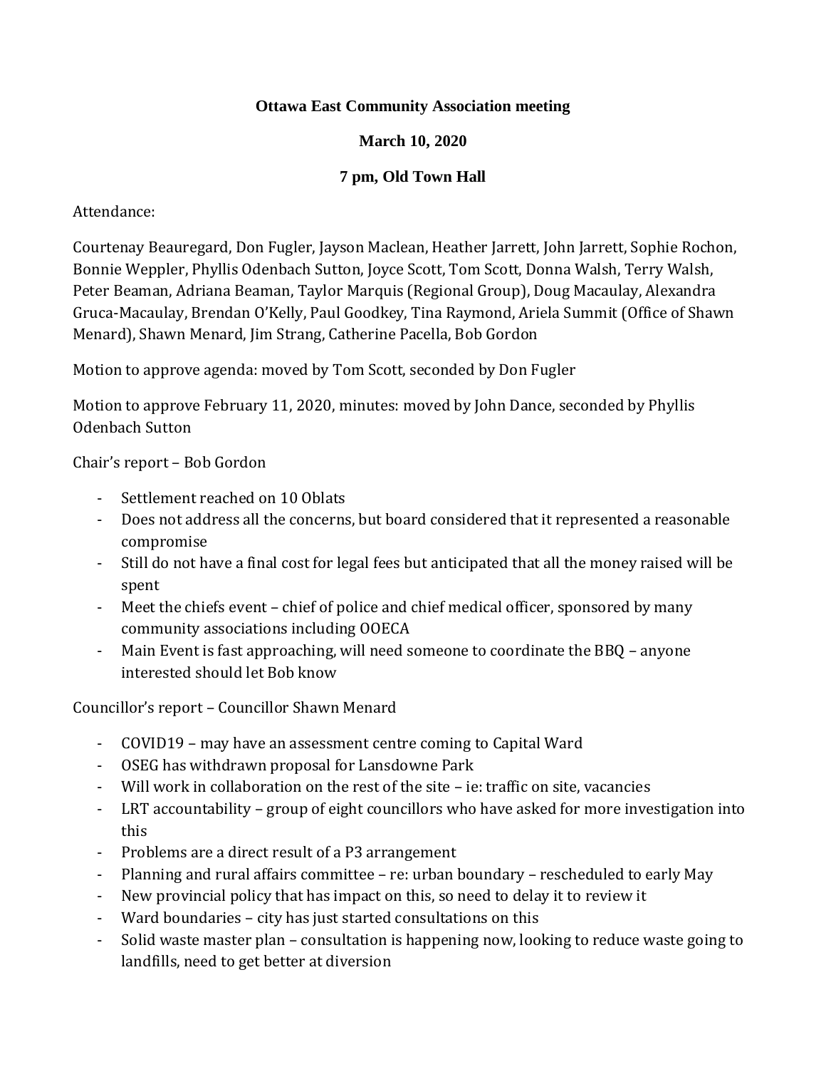**Ottawa East Community Association meeting**

**March 10, 2020**

**7 pm, Old Town Hall**

Attendance:

Courtenay Beauregard, Don Fugler, Jayson Maclean, Heather Jarrett, John Jarrett, Sophie Rochon, Bonnie Weppler, Phyllis Odenbach Sutton, Joyce Scott, Tom Scott, Donna Walsh, Terry Walsh, Peter Beaman, Adriana Beaman, Taylor Marquis (Regional Group), Doug Macaulay, Alexandra Gruca-Macaulay, Brendan O'Kelly, Paul Goodkey, Tina Raymond, Ariela Summit (Office of Shawn Menard), Shawn Menard, Jim Strang, Catherine Pacella, Bob Gordon

Motion to approve agenda: moved by Tom Scott, seconded by Don Fugler

Motion to approve February 11, 2020, minutes: moved by John Dance, seconded by Phyllis Odenbach Sutton

Chair's report – Bob Gordon

- Settlement reached on 10 Oblats
- Does not address all the concerns, but board considered that it represented a reasonable compromise
- Still do not have a final cost for legal fees but anticipated that all the money raised will be spent
- Meet the chiefs event – chief of police and chief medical officer, sponsored by many community associations including OOECA
- Main Event is fast approaching, will need someone to coordinate the BBQ – anyone interested should let Bob know

Councillor's report – Councillor Shawn Menard

- COVID19 – may have an assessment centre coming to Capital Ward
- OSEG has withdrawn proposal for Lansdowne Park
- Will work in collaboration on the rest of the site – ie: traffic on site, vacancies
- LRT accountability – group of eight councillors who have asked for more investigation into this
- Problems are a direct result of a P3 arrangement
- Planning and rural affairs committee – re: urban boundary – rescheduled to early May
- New provincial policy that has impact on this, so need to delay it to review it
- Ward boundaries – city has just started consultations on this
- Solid waste master plan – consultation is happening now, looking to reduce waste going to landfills, need to get better at diversion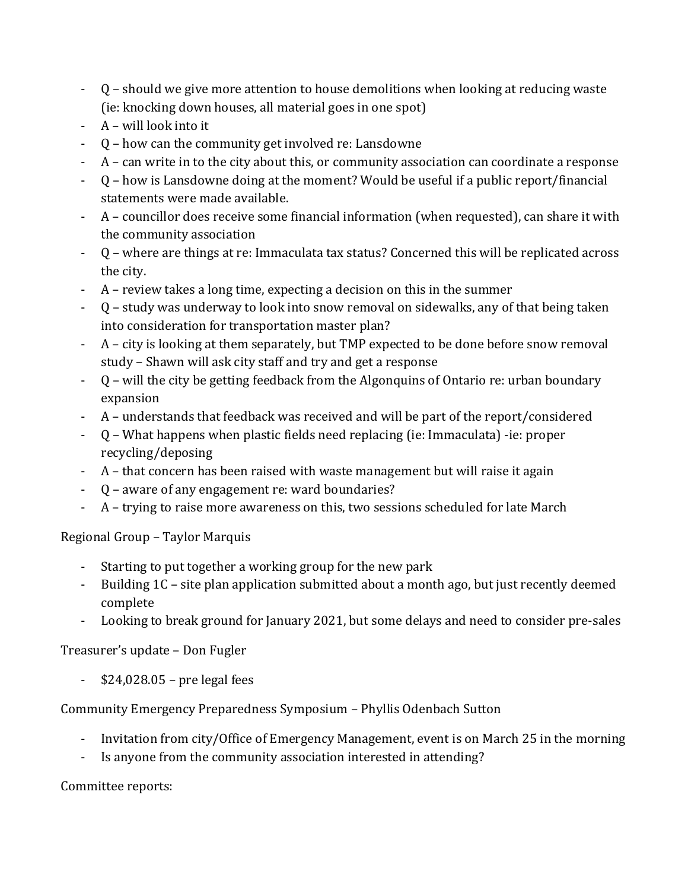- Q – should we give more attention to house demolitions when looking at reducing waste (ie: knocking down houses, all material goes in one spot)
- A – will look into it
- Q – how can the community get involved re: Lansdowne
- A – can write in to the city about this, or community association can coordinate a response
- Q – how is Lansdowne doing at the moment? Would be useful if a public report/financial statements were made available.
- A – councillor does receive some financial information (when requested), can share it with the community association
- Q – where are things at re: Immaculata tax status? Concerned this will be replicated across the city.
- A – review takes a long time, expecting a decision on this in the summer
- Q – study was underway to look into snow removal on sidewalks, any of that being taken into consideration for transportation master plan?
- A – city is looking at them separately, but TMP expected to be done before snow removal study – Shawn will ask city staff and try and get a response
- Q – will the city be getting feedback from the Algonquins of Ontario re: urban boundary expansion
- A – understands that feedback was received and will be part of the report/considered
- Q – What happens when plastic fields need replacing (ie: Immaculata) -ie: proper recycling/deposing
- A – that concern has been raised with waste management but will raise it again
- Q – aware of any engagement re: ward boundaries?
- A – trying to raise more awareness on this, two sessions scheduled for late March

Regional Group – Taylor Marquis

- Starting to put together a working group for the new park
- Building 1C – site plan application submitted about a month ago, but just recently deemed complete
- Looking to break ground for January 2021, but some delays and need to consider pre-sales

Treasurer's update – Don Fugler

- $24,028.05 – pre legal fees

Community Emergency Preparedness Symposium – Phyllis Odenbach Sutton

- Invitation from city/Office of Emergency Management, event is on March 25 in the morning
- Is anyone from the community association interested in attending?

Committee reports: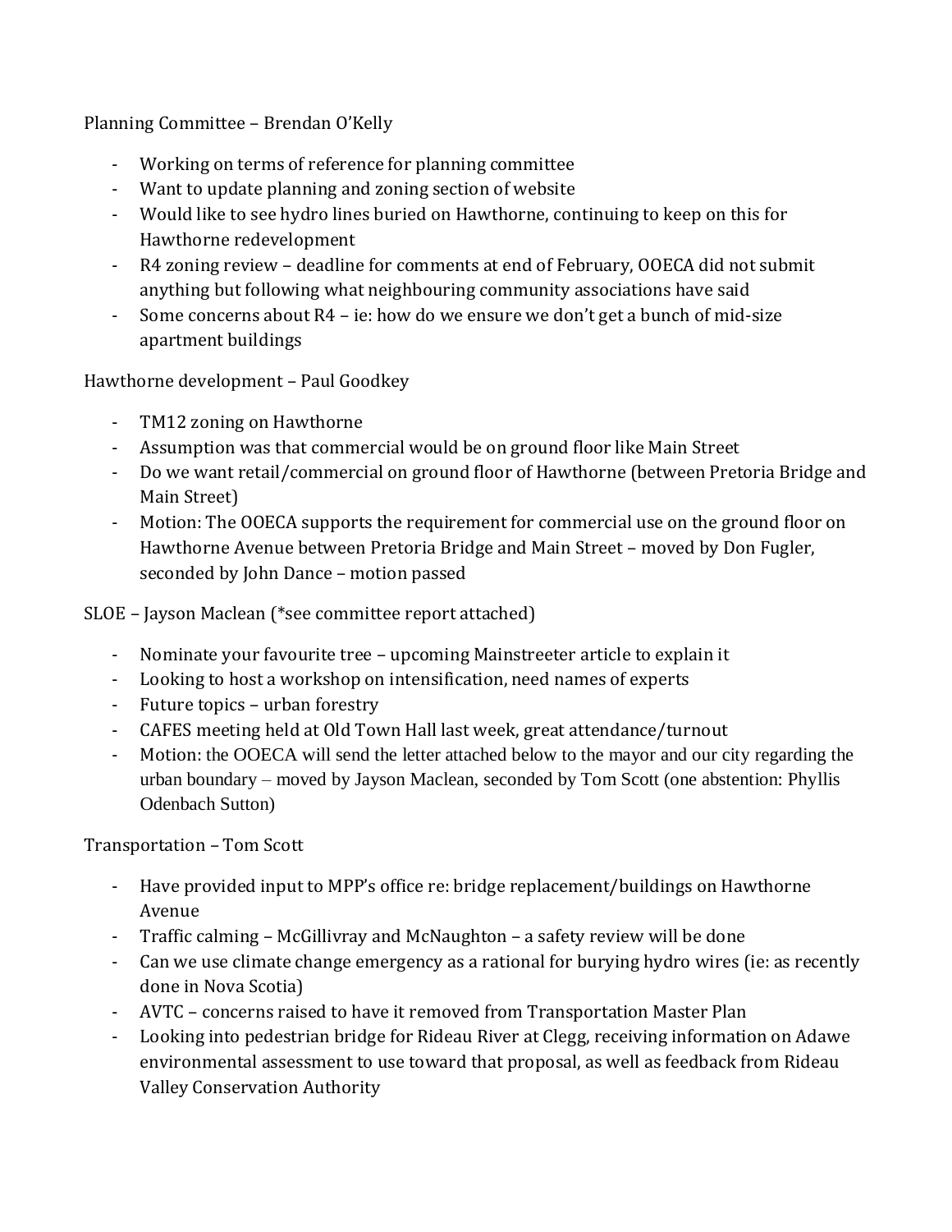Planning Committee – Brendan O'Kelly

- Working on terms of reference for planning committee
- Want to update planning and zoning section of website
- Would like to see hydro lines buried on Hawthorne, continuing to keep on this for Hawthorne redevelopment
- R4 zoning review – deadline for comments at end of February, OOECA did not submit anything but following what neighbouring community associations have said
- Some concerns about R4 – ie: how do we ensure we don't get a bunch of mid-size apartment buildings

Hawthorne development – Paul Goodkey

- TM12 zoning on Hawthorne
- Assumption was that commercial would be on ground floor like Main Street
- Do we want retail/commercial on ground floor of Hawthorne (between Pretoria Bridge and Main Street)
- Motion: The OOECA supports the requirement for commercial use on the ground floor on Hawthorne Avenue between Pretoria Bridge and Main Street – moved by Don Fugler, seconded by John Dance – motion passed

SLOE – Jayson Maclean (*see committee report attached)

- Nominate your favourite tree – upcoming Mainstreeter article to explain it
- Looking to host a workshop on intensification, need names of experts
- Future topics – urban forestry
- CAFES meeting held at Old Town Hall last week, great attendance/turnout
- Motion: the OOECA will send the letter attached below to the mayor and our city regarding the urban boundary – moved by Jayson Maclean, seconded by Tom Scott (one abstention: Phyllis Odenbach Sutton)

Transportation – Tom Scott

- Have provided input to MPP's office re: bridge replacement/buildings on Hawthorne Avenue
- Traffic calming – McGillivray and McNaughton – a safety review will be done
- Can we use climate change emergency as a rational for burying hydro wires (ie: as recently done in Nova Scotia)
- AVTC – concerns raised to have it removed from Transportation Master Plan
- Looking into pedestrian bridge for Rideau River at Clegg, receiving information on Adawe environmental assessment to use toward that proposal, as well as feedback from Rideau Valley Conservation Authority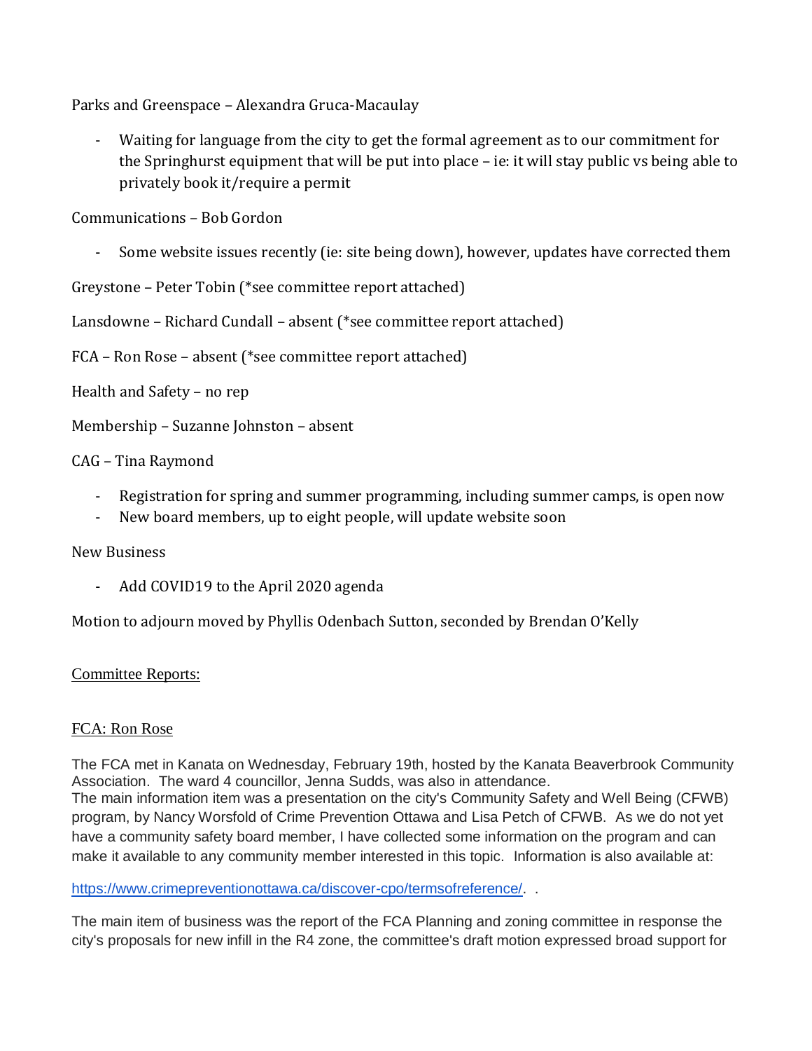Parks and Greenspace – Alexandra Gruca-Macaulay

- Waiting for language from the city to get the formal agreement as to our commitment for the Springhurst equipment that will be put into place – ie: it will stay public vs being able to privately book it/require a permit

Communications – Bob Gordon

- Some website issues recently (ie: site being down), however, updates have corrected them

Greystone – Peter Tobin (*see committee report attached)

Lansdowne – Richard Cundall – absent (*see committee report attached)

FCA – Ron Rose – absent (*see committee report attached)

Health and Safety – no rep

Membership – Suzanne Johnston – absent

CAG – Tina Raymond

- Registration for spring and summer programming, including summer camps, is open now
- New board members, up to eight people, will update website soon

New Business

- Add COVID19 to the April 2020 agenda

Motion to adjourn moved by Phyllis Odenbach Sutton, seconded by Brendan O'Kelly

Committee Reports:

FCA: Ron Rose

The FCA met in Kanata on Wednesday, February 19th, hosted by the Kanata Beaverbrook Community Association. The ward 4 councillor, Jenna Sudds, was also in attendance.
The main information item was a presentation on the city's Community Safety and Well Being (CFWB) program, by Nancy Worsfold of Crime Prevention Ottawa and Lisa Petch of CFWB. As we do not yet have a community safety board member, I have collected some information on the program and can make it available to any community member interested in this topic. Information is also available at:

https://www.crimepreventionottawa.ca/discover-cpo/termsofreference/. .

The main item of business was the report of the FCA Planning and zoning committee in response the city's proposals for new infill in the R4 zone, the committee's draft motion expressed broad support for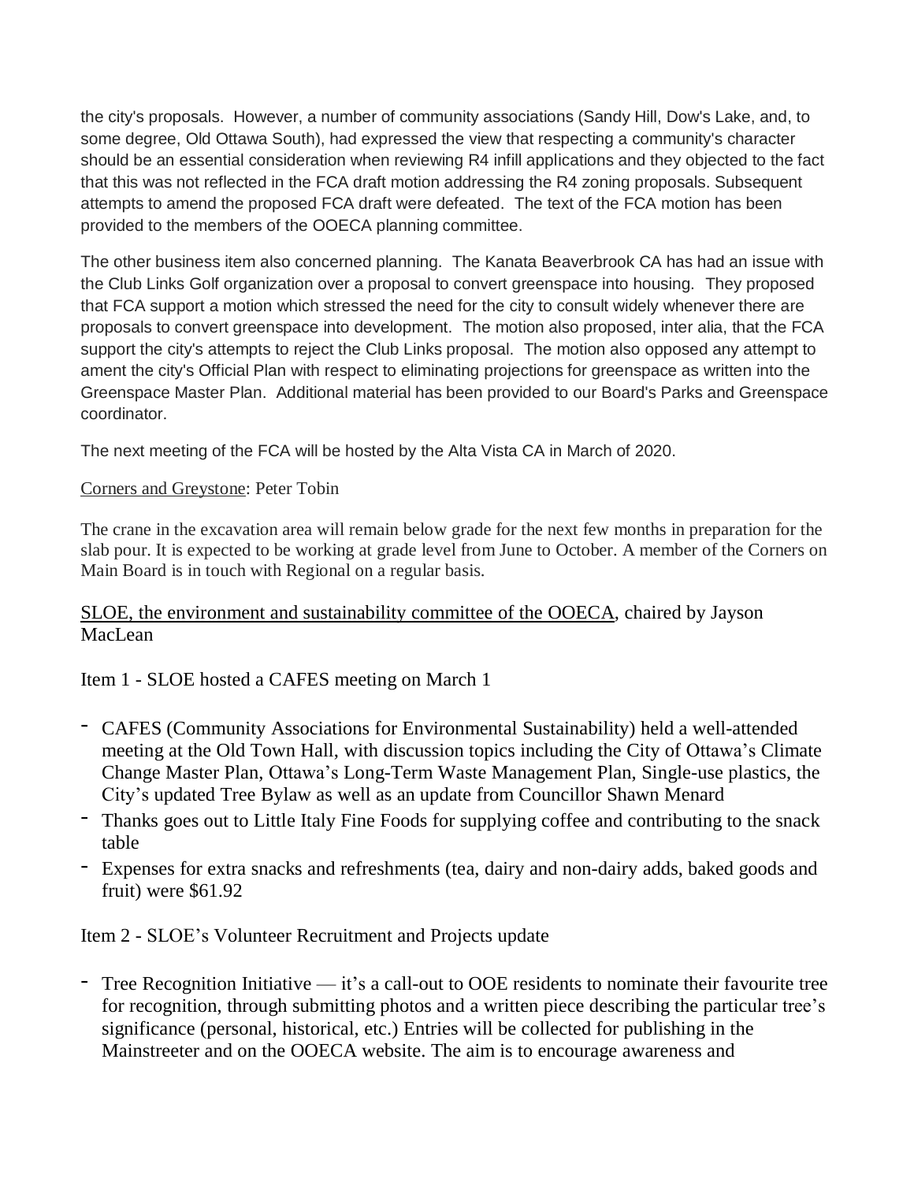the city's proposals. However, a number of community associations (Sandy Hill, Dow's Lake, and, to some degree, Old Ottawa South), had expressed the view that respecting a community's character should be an essential consideration when reviewing R4 infill applications and they objected to the fact that this was not reflected in the FCA draft motion addressing the R4 zoning proposals. Subsequent attempts to amend the proposed FCA draft were defeated. The text of the FCA motion has been provided to the members of the OOECA planning committee.

The other business item also concerned planning. The Kanata Beaverbrook CA has had an issue with the Club Links Golf organization over a proposal to convert greenspace into housing. They proposed that FCA support a motion which stressed the need for the city to consult widely whenever there are proposals to convert greenspace into development. The motion also proposed, inter alia, that the FCA support the city's attempts to reject the Club Links proposal. The motion also opposed any attempt to ament the city's Official Plan with respect to eliminating projections for greenspace as written into the Greenspace Master Plan. Additional material has been provided to our Board's Parks and Greenspace coordinator.

The next meeting of the FCA will be hosted by the Alta Vista CA in March of 2020.

Corners and Greystone: Peter Tobin

The crane in the excavation area will remain below grade for the next few months in preparation for the slab pour. It is expected to be working at grade level from June to October. A member of the Corners on Main Board is in touch with Regional on a regular basis.

SLOE, the environment and sustainability committee of the OOECA, chaired by Jayson MacLean

Item 1 - SLOE hosted a CAFES meeting on March 1

- CAFES (Community Associations for Environmental Sustainability) held a well-attended meeting at the Old Town Hall, with discussion topics including the City of Ottawa's Climate Change Master Plan, Ottawa's Long-Term Waste Management Plan, Single-use plastics, the City's updated Tree Bylaw as well as an update from Councillor Shawn Menard
- Thanks goes out to Little Italy Fine Foods for supplying coffee and contributing to the snack table
- Expenses for extra snacks and refreshments (tea, dairy and non-dairy adds, baked goods and fruit) were $61.92

Item 2 - SLOE's Volunteer Recruitment and Projects update

- Tree Recognition Initiative — it's a call-out to OOE residents to nominate their favourite tree for recognition, through submitting photos and a written piece describing the particular tree's significance (personal, historical, etc.) Entries will be collected for publishing in the Mainstreeter and on the OOECA website. The aim is to encourage awareness and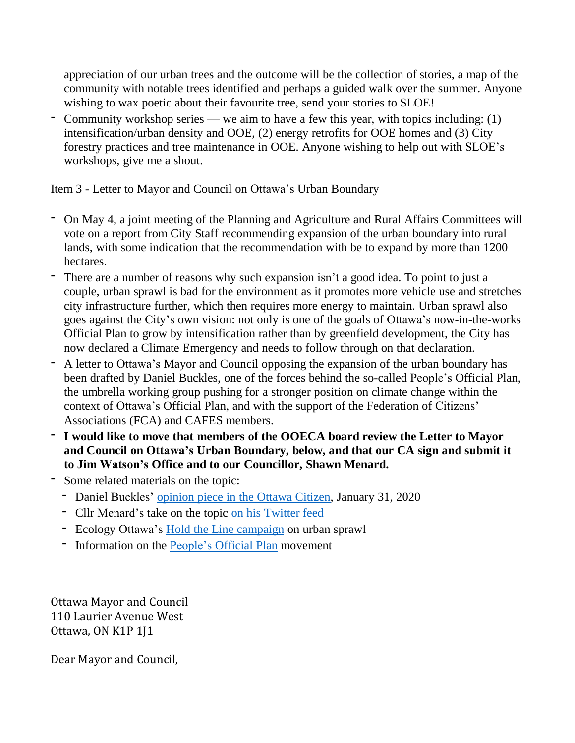appreciation of our urban trees and the outcome will be the collection of stories, a map of the community with notable trees identified and perhaps a guided walk over the summer. Anyone wishing to wax poetic about their favourite tree, send your stories to SLOE!

- Community workshop series — we aim to have a few this year, with topics including: (1) intensification/urban density and OOE, (2) energy retrofits for OOE homes and (3) City forestry practices and tree maintenance in OOE. Anyone wishing to help out with SLOE's workshops, give me a shout.

Item 3 - Letter to Mayor and Council on Ottawa's Urban Boundary

- On May 4, a joint meeting of the Planning and Agriculture and Rural Affairs Committees will vote on a report from City Staff recommending expansion of the urban boundary into rural lands, with some indication that the recommendation with be to expand by more than 1200 hectares.
- There are a number of reasons why such expansion isn't a good idea. To point to just a couple, urban sprawl is bad for the environment as it promotes more vehicle use and stretches city infrastructure further, which then requires more energy to maintain. Urban sprawl also goes against the City's own vision: not only is one of the goals of Ottawa's now-in-the-works Official Plan to grow by intensification rather than by greenfield development, the City has now declared a Climate Emergency and needs to follow through on that declaration.
- A letter to Ottawa's Mayor and Council opposing the expansion of the urban boundary has been drafted by Daniel Buckles, one of the forces behind the so-called People's Official Plan, the umbrella working group pushing for a stronger position on climate change within the context of Ottawa's Official Plan, and with the support of the Federation of Citizens' Associations (FCA) and CAFES members.
- **I would like to move that members of the OOECA board review the Letter to Mayor and Council on Ottawa's Urban Boundary, below, and that our CA sign and submit it to Jim Watson's Office and to our Councillor, Shawn Menard.**
- Some related materials on the topic:
  - Daniel Buckles' opinion piece in the Ottawa Citizen, January 31, 2020
  - Cllr Menard's take on the topic on his Twitter feed
  - Ecology Ottawa's Hold the Line campaign on urban sprawl
  - Information on the People's Official Plan movement

Ottawa Mayor and Council
110 Laurier Avenue West
Ottawa, ON K1P 1J1

Dear Mayor and Council,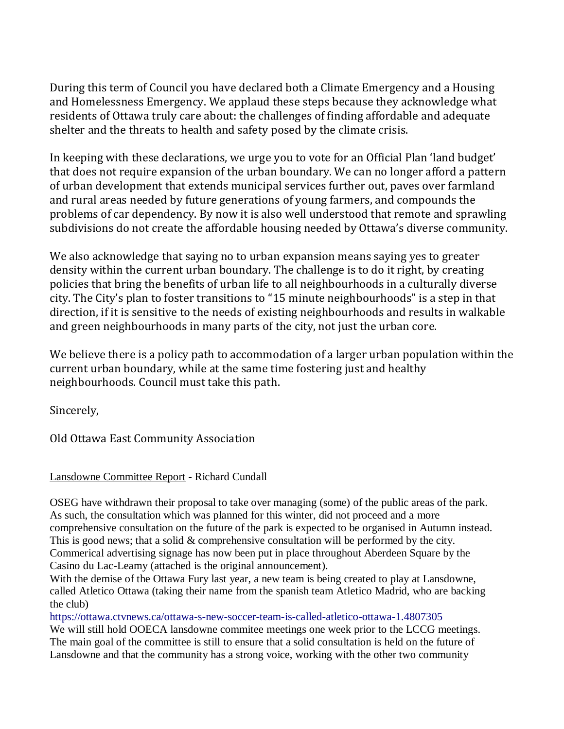During this term of Council you have declared both a Climate Emergency and a Housing and Homelessness Emergency. We applaud these steps because they acknowledge what residents of Ottawa truly care about: the challenges of finding affordable and adequate shelter and the threats to health and safety posed by the climate crisis.

In keeping with these declarations, we urge you to vote for an Official Plan 'land budget' that does not require expansion of the urban boundary. We can no longer afford a pattern of urban development that extends municipal services further out, paves over farmland and rural areas needed by future generations of young farmers, and compounds the problems of car dependency. By now it is also well understood that remote and sprawling subdivisions do not create the affordable housing needed by Ottawa's diverse community.

We also acknowledge that saying no to urban expansion means saying yes to greater density within the current urban boundary. The challenge is to do it right, by creating policies that bring the benefits of urban life to all neighbourhoods in a culturally diverse city. The City's plan to foster transitions to "15 minute neighbourhoods" is a step in that direction, if it is sensitive to the needs of existing neighbourhoods and results in walkable and green neighbourhoods in many parts of the city, not just the urban core.

We believe there is a policy path to accommodation of a larger urban population within the current urban boundary, while at the same time fostering just and healthy neighbourhoods. Council must take this path.

Sincerely,

Old Ottawa East Community Association

Lansdowne Committee Report - Richard Cundall

OSEG have withdrawn their proposal to take over managing (some) of the public areas of the park. As such, the consultation which was planned for this winter, did not proceed and a more comprehensive consultation on the future of the park is expected to be organised in Autumn instead. This is good news; that a solid & comprehensive consultation will be performed by the city.
Commerical advertising signage has now been put in place throughout Aberdeen Square by the Casino du Lac-Leamy (attached is the original announcement).
With the demise of the Ottawa Fury last year, a new team is being created to play at Lansdowne, called Atletico Ottawa (taking their name from the spanish team Atletico Madrid, who are backing the club)
https://ottawa.ctvnews.ca/ottawa-s-new-soccer-team-is-called-atletico-ottawa-1.4807305
We will still hold OOECA lansdowne commitee meetings one week prior to the LCCG meetings. The main goal of the committee is still to ensure that a solid consultation is held on the future of Lansdowne and that the community has a strong voice, working with the other two community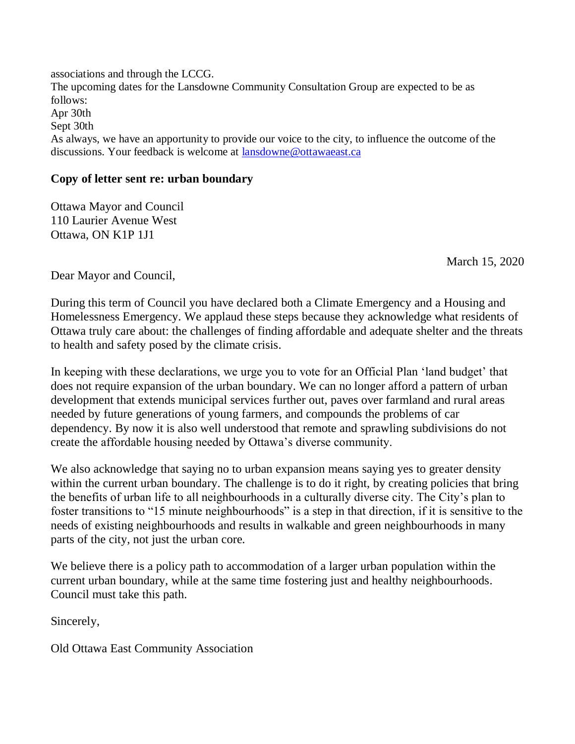associations and through the LCCG.
The upcoming dates for the Lansdowne Community Consultation Group are expected to be as follows:
Apr 30th
Sept 30th
As always, we have an opportunity to provide our voice to the city, to influence the outcome of the discussions. Your feedback is welcome at lansdowne@ottawaeast.ca

**Copy of letter sent re: urban boundary**

Ottawa Mayor and Council
110 Laurier Avenue West
Ottawa, ON K1P 1J1

March 15, 2020

Dear Mayor and Council,

During this term of Council you have declared both a Climate Emergency and a Housing and Homelessness Emergency. We applaud these steps because they acknowledge what residents of Ottawa truly care about: the challenges of finding affordable and adequate shelter and the threats to health and safety posed by the climate crisis.

In keeping with these declarations, we urge you to vote for an Official Plan 'land budget' that does not require expansion of the urban boundary. We can no longer afford a pattern of urban development that extends municipal services further out, paves over farmland and rural areas needed by future generations of young farmers, and compounds the problems of car dependency. By now it is also well understood that remote and sprawling subdivisions do not create the affordable housing needed by Ottawa's diverse community.

We also acknowledge that saying no to urban expansion means saying yes to greater density within the current urban boundary. The challenge is to do it right, by creating policies that bring the benefits of urban life to all neighbourhoods in a culturally diverse city. The City's plan to foster transitions to "15 minute neighbourhoods" is a step in that direction, if it is sensitive to the needs of existing neighbourhoods and results in walkable and green neighbourhoods in many parts of the city, not just the urban core.

We believe there is a policy path to accommodation of a larger urban population within the current urban boundary, while at the same time fostering just and healthy neighbourhoods. Council must take this path.

Sincerely,

Old Ottawa East Community Association